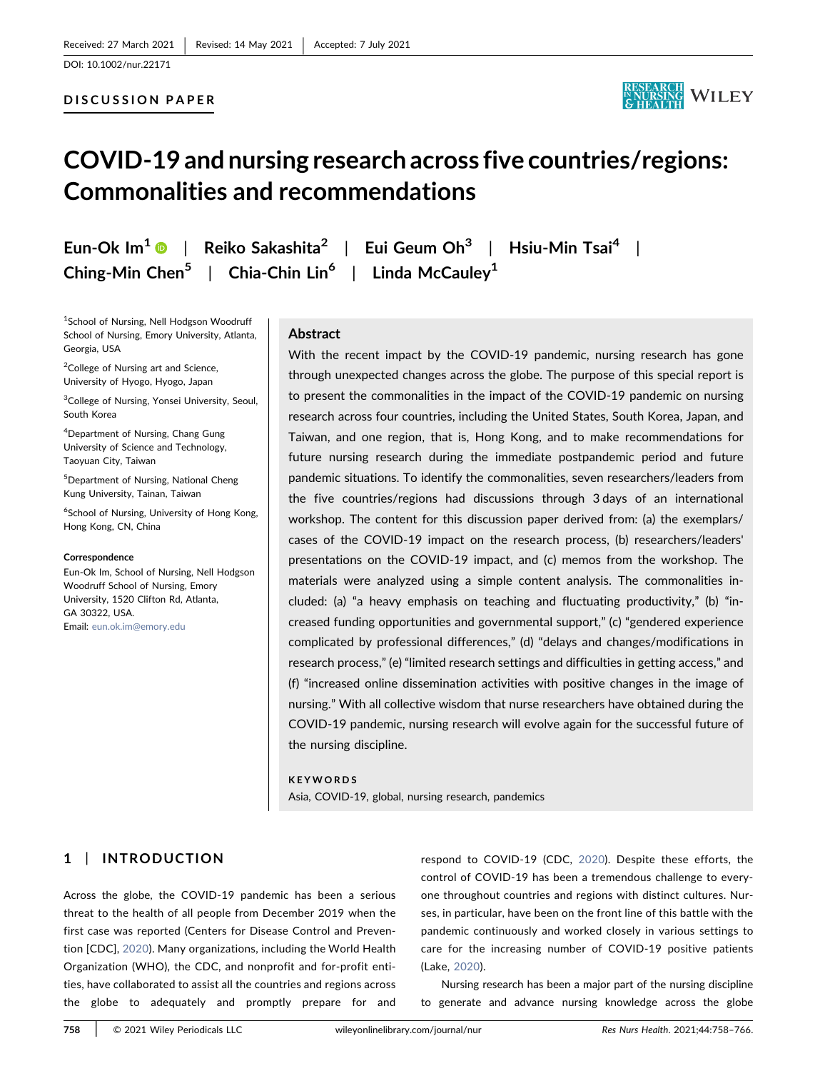Received: 27 March 2021 | Revised: 14 May 2021 | Accepted: 7 July 2021

DOI: 10.1002/nur.22171

**DISCUSSION PAPER**

# COVID-19 and nursing research across five countries/regions: Commonalities and recommendations

**Eun-Ok Im[1] | Reiko Sakashita[2] | Eui Geum Oh[3] | Hsiu-Min Tsai[4] | Ching-Min Chen[5] | Chia-Chin Lin[6] | Linda McCauley[1]**

[1]School of Nursing, Nell Hodgson Woodruff School of Nursing, Emory University, Atlanta, Georgia, USA

[2]College of Nursing art and Science, University of Hyogo, Hyogo, Japan

[3]College of Nursing, Yonsei University, Seoul, South Korea

[4]Department of Nursing, Chang Gung University of Science and Technology, Taoyuan City, Taiwan

[5]Department of Nursing, National Cheng Kung University, Tainan, Taiwan

[6]School of Nursing, University of Hong Kong, Hong Kong, CN, China

**Correspondence**

Eun-Ok Im, School of Nursing, Nell Hodgson Woodruff School of Nursing, Emory University, 1520 Clifton Rd, Atlanta, GA 30322, USA.
Email: eun.ok.im@emory.edu

## Abstract

With the recent impact by the COVID-19 pandemic, nursing research has gone through unexpected changes across the globe. The purpose of this special report is to present the commonalities in the impact of the COVID-19 pandemic on nursing research across four countries, including the United States, South Korea, Japan, and Taiwan, and one region, that is, Hong Kong, and to make recommendations for future nursing research during the immediate postpandemic period and future pandemic situations. To identify the commonalities, seven researchers/leaders from the five countries/regions had discussions through 3 days of an international workshop. The content for this discussion paper derived from: (a) the exemplars/cases of the COVID-19 impact on the research process, (b) researchers/leaders' presentations on the COVID-19 impact, and (c) memos from the workshop. The materials were analyzed using a simple content analysis. The commonalities included: (a) "a heavy emphasis on teaching and fluctuating productivity," (b) "increased funding opportunities and governmental support," (c) "gendered experience complicated by professional differences," (d) "delays and changes/modifications in research process," (e) "limited research settings and difficulties in getting access," and (f) "increased online dissemination activities with positive changes in the image of nursing." With all collective wisdom that nurse researchers have obtained during the COVID-19 pandemic, nursing research will evolve again for the successful future of the nursing discipline.

**KEYWORDS**

Asia, COVID-19, global, nursing research, pandemics

## 1 | INTRODUCTION

Across the globe, the COVID-19 pandemic has been a serious threat to the health of all people from December 2019 when the first case was reported (Centers for Disease Control and Prevention [CDC], 2020). Many organizations, including the World Health Organization (WHO), the CDC, and nonprofit and for-profit entities, have collaborated to assist all the countries and regions across the globe to adequately and promptly prepare for and respond to COVID-19 (CDC, 2020). Despite these efforts, the control of COVID-19 has been a tremendous challenge to everyone throughout countries and regions with distinct cultures. Nurses, in particular, have been on the front line of this battle with the pandemic continuously and worked closely in various settings to care for the increasing number of COVID-19 positive patients (Lake, 2020).

Nursing research has been a major part of the nursing discipline to generate and advance nursing knowledge across the globe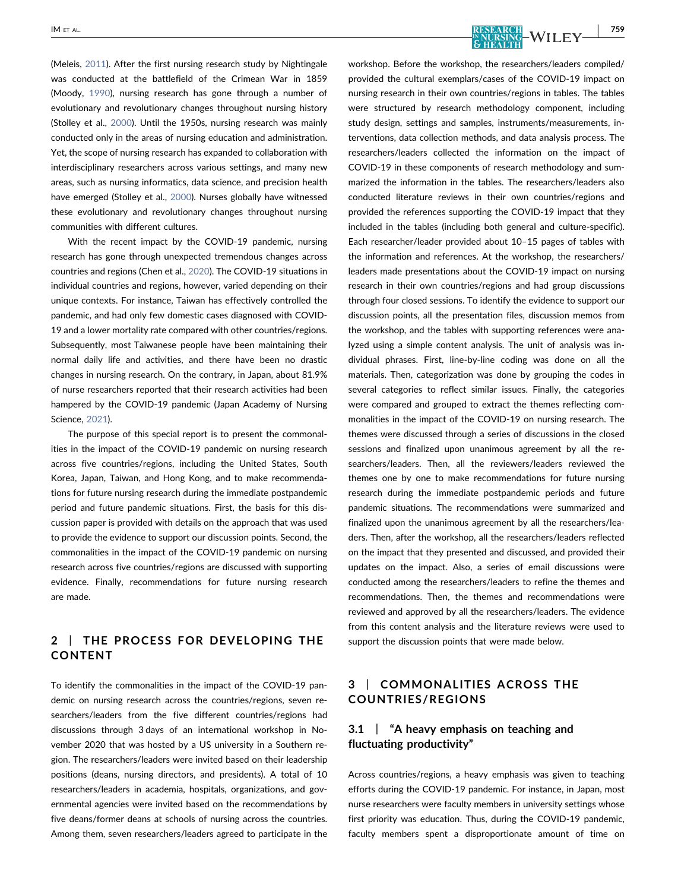(Meleis, 2011). After the first nursing research study by Nightingale was conducted at the battlefield of the Crimean War in 1859 (Moody, 1990), nursing research has gone through a number of evolutionary and revolutionary changes throughout nursing history (Stolley et al., 2000). Until the 1950s, nursing research was mainly conducted only in the areas of nursing education and administration. Yet, the scope of nursing research has expanded to collaboration with interdisciplinary researchers across various settings, and many new areas, such as nursing informatics, data science, and precision health have emerged (Stolley et al., 2000). Nurses globally have witnessed these evolutionary and revolutionary changes throughout nursing communities with different cultures.

With the recent impact by the COVID-19 pandemic, nursing research has gone through unexpected tremendous changes across countries and regions (Chen et al., 2020). The COVID-19 situations in individual countries and regions, however, varied depending on their unique contexts. For instance, Taiwan has effectively controlled the pandemic, and had only few domestic cases diagnosed with COVID-19 and a lower mortality rate compared with other countries/regions. Subsequently, most Taiwanese people have been maintaining their normal daily life and activities, and there have been no drastic changes in nursing research. On the contrary, in Japan, about 81.9% of nurse researchers reported that their research activities had been hampered by the COVID-19 pandemic (Japan Academy of Nursing Science, 2021).

The purpose of this special report is to present the commonalities in the impact of the COVID-19 pandemic on nursing research across five countries/regions, including the United States, South Korea, Japan, Taiwan, and Hong Kong, and to make recommendations for future nursing research during the immediate postpandemic period and future pandemic situations. First, the basis for this discussion paper is provided with details on the approach that was used to provide the evidence to support our discussion points. Second, the commonalities in the impact of the COVID-19 pandemic on nursing research across five countries/regions are discussed with supporting evidence. Finally, recommendations for future nursing research are made.

## 2 | THE PROCESS FOR DEVELOPING THE CONTENT

To identify the commonalities in the impact of the COVID-19 pandemic on nursing research across the countries/regions, seven researchers/leaders from the five different countries/regions had discussions through 3 days of an international workshop in November 2020 that was hosted by a US university in a Southern region. The researchers/leaders were invited based on their leadership positions (deans, nursing directors, and presidents). A total of 10 researchers/leaders in academia, hospitals, organizations, and governmental agencies were invited based on the recommendations by five deans/former deans at schools of nursing across the countries. Among them, seven researchers/leaders agreed to participate in the workshop. Before the workshop, the researchers/leaders compiled/provided the cultural exemplars/cases of the COVID-19 impact on nursing research in their own countries/regions in tables. The tables were structured by research methodology component, including study design, settings and samples, instruments/measurements, interventions, data collection methods, and data analysis process. The researchers/leaders collected the information on the impact of COVID-19 in these components of research methodology and summarized the information in the tables. The researchers/leaders also conducted literature reviews in their own countries/regions and provided the references supporting the COVID-19 impact that they included in the tables (including both general and culture-specific). Each researcher/leader provided about 10–15 pages of tables with the information and references. At the workshop, the researchers/leaders made presentations about the COVID-19 impact on nursing research in their own countries/regions and had group discussions through four closed sessions. To identify the evidence to support our discussion points, all the presentation files, discussion memos from the workshop, and the tables with supporting references were analyzed using a simple content analysis. The unit of analysis was individual phrases. First, line-by-line coding was done on all the materials. Then, categorization was done by grouping the codes in several categories to reflect similar issues. Finally, the categories were compared and grouped to extract the themes reflecting commonalities in the impact of the COVID-19 on nursing research. The themes were discussed through a series of discussions in the closed sessions and finalized upon unanimous agreement by all the researchers/leaders. Then, all the reviewers/leaders reviewed the themes one by one to make recommendations for future nursing research during the immediate postpandemic periods and future pandemic situations. The recommendations were summarized and finalized upon the unanimous agreement by all the researchers/leaders. Then, after the workshop, all the researchers/leaders reflected on the impact that they presented and discussed, and provided their updates on the impact. Also, a series of email discussions were conducted among the researchers/leaders to refine the themes and recommendations. Then, the themes and recommendations were reviewed and approved by all the researchers/leaders. The evidence from this content analysis and the literature reviews were used to support the discussion points that were made below.

## 3 | COMMONALITIES ACROSS THE COUNTRIES/REGIONS

### 3.1 | "A heavy emphasis on teaching and fluctuating productivity"

Across countries/regions, a heavy emphasis was given to teaching efforts during the COVID-19 pandemic. For instance, in Japan, most nurse researchers were faculty members in university settings whose first priority was education. Thus, during the COVID-19 pandemic, faculty members spent a disproportionate amount of time on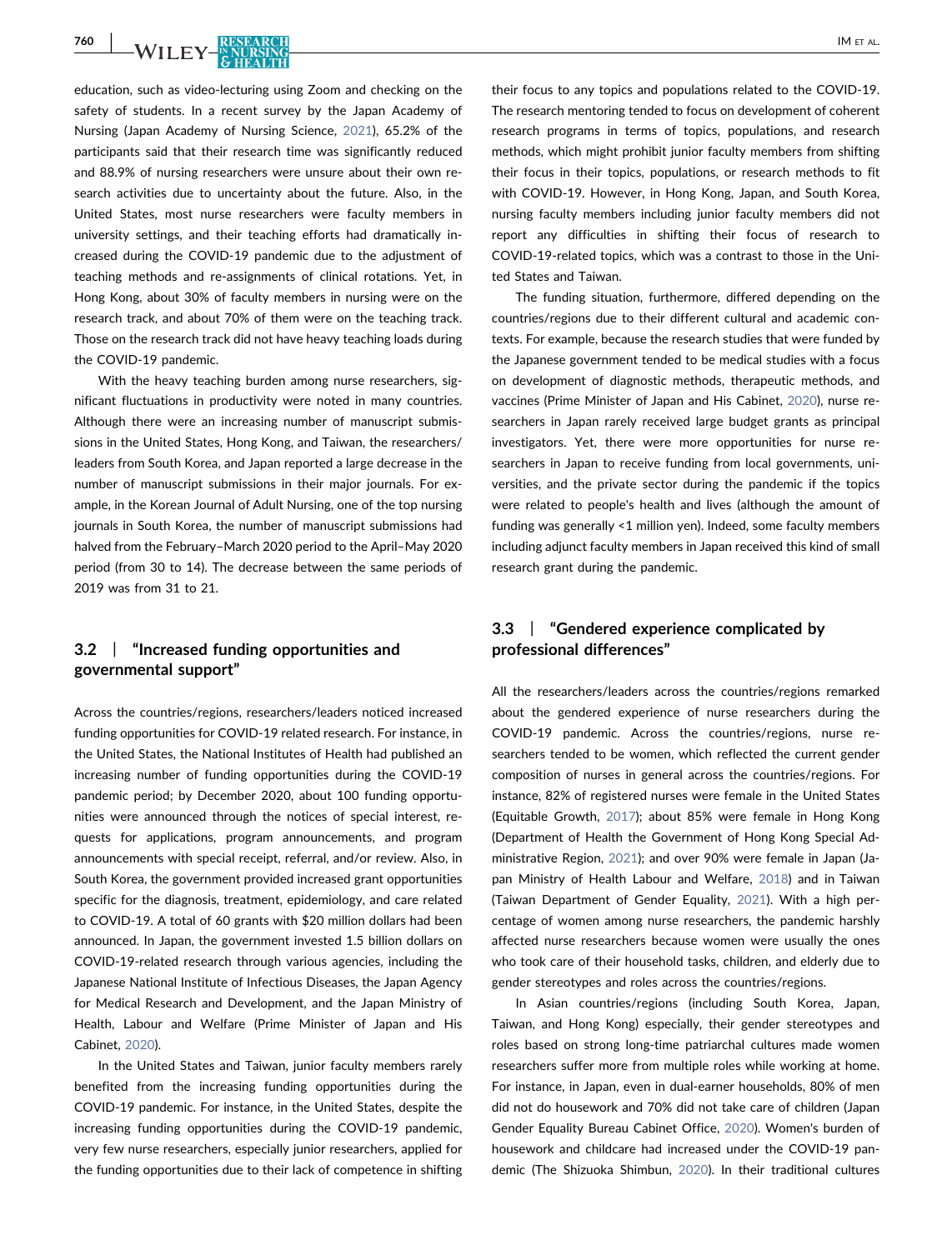education, such as video-lecturing using Zoom and checking on the safety of students. In a recent survey by the Japan Academy of Nursing (Japan Academy of Nursing Science, 2021), 65.2% of the participants said that their research time was significantly reduced and 88.9% of nursing researchers were unsure about their own research activities due to uncertainty about the future. Also, in the United States, most nurse researchers were faculty members in university settings, and their teaching efforts had dramatically increased during the COVID-19 pandemic due to the adjustment of teaching methods and re-assignments of clinical rotations. Yet, in Hong Kong, about 30% of faculty members in nursing were on the research track, and about 70% of them were on the teaching track. Those on the research track did not have heavy teaching loads during the COVID-19 pandemic.

With the heavy teaching burden among nurse researchers, significant fluctuations in productivity were noted in many countries. Although there were an increasing number of manuscript submissions in the United States, Hong Kong, and Taiwan, the researchers/leaders from South Korea, and Japan reported a large decrease in the number of manuscript submissions in their major journals. For example, in the Korean Journal of Adult Nursing, one of the top nursing journals in South Korea, the number of manuscript submissions had halved from the February–March 2020 period to the April–May 2020 period (from 30 to 14). The decrease between the same periods of 2019 was from 31 to 21.

### 3.2 | "Increased funding opportunities and governmental support"

Across the countries/regions, researchers/leaders noticed increased funding opportunities for COVID-19 related research. For instance, in the United States, the National Institutes of Health had published an increasing number of funding opportunities during the COVID-19 pandemic period; by December 2020, about 100 funding opportunities were announced through the notices of special interest, requests for applications, program announcements, and program announcements with special receipt, referral, and/or review. Also, in South Korea, the government provided increased grant opportunities specific for the diagnosis, treatment, epidemiology, and care related to COVID-19. A total of 60 grants with $20 million dollars had been announced. In Japan, the government invested 1.5 billion dollars on COVID-19-related research through various agencies, including the Japanese National Institute of Infectious Diseases, the Japan Agency for Medical Research and Development, and the Japan Ministry of Health, Labour and Welfare (Prime Minister of Japan and His Cabinet, 2020).

In the United States and Taiwan, junior faculty members rarely benefited from the increasing funding opportunities during the COVID-19 pandemic. For instance, in the United States, despite the increasing funding opportunities during the COVID-19 pandemic, very few nurse researchers, especially junior researchers, applied for the funding opportunities due to their lack of competence in shifting their focus to any topics and populations related to the COVID-19. The research mentoring tended to focus on development of coherent research programs in terms of topics, populations, and research methods, which might prohibit junior faculty members from shifting their focus in their topics, populations, or research methods to fit with COVID-19. However, in Hong Kong, Japan, and South Korea, nursing faculty members including junior faculty members did not report any difficulties in shifting their focus of research to COVID-19-related topics, which was a contrast to those in the United States and Taiwan.

The funding situation, furthermore, differed depending on the countries/regions due to their different cultural and academic contexts. For example, because the research studies that were funded by the Japanese government tended to be medical studies with a focus on development of diagnostic methods, therapeutic methods, and vaccines (Prime Minister of Japan and His Cabinet, 2020), nurse researchers in Japan rarely received large budget grants as principal investigators. Yet, there were more opportunities for nurse researchers in Japan to receive funding from local governments, universities, and the private sector during the pandemic if the topics were related to people's health and lives (although the amount of funding was generally <1 million yen). Indeed, some faculty members including adjunct faculty members in Japan received this kind of small research grant during the pandemic.

### 3.3 | "Gendered experience complicated by professional differences"

All the researchers/leaders across the countries/regions remarked about the gendered experience of nurse researchers during the COVID-19 pandemic. Across the countries/regions, nurse researchers tended to be women, which reflected the current gender composition of nurses in general across the countries/regions. For instance, 82% of registered nurses were female in the United States (Equitable Growth, 2017); about 85% were female in Hong Kong (Department of Health the Government of Hong Kong Special Administrative Region, 2021); and over 90% were female in Japan (Japan Ministry of Health Labour and Welfare, 2018) and in Taiwan (Taiwan Department of Gender Equality, 2021). With a high percentage of women among nurse researchers, the pandemic harshly affected nurse researchers because women were usually the ones who took care of their household tasks, children, and elderly due to gender stereotypes and roles across the countries/regions.

In Asian countries/regions (including South Korea, Japan, Taiwan, and Hong Kong) especially, their gender stereotypes and roles based on strong long-time patriarchal cultures made women researchers suffer more from multiple roles while working at home. For instance, in Japan, even in dual-earner households, 80% of men did not do housework and 70% did not take care of children (Japan Gender Equality Bureau Cabinet Office, 2020). Women's burden of housework and childcare had increased under the COVID-19 pandemic (The Shizuoka Shimbun, 2020). In their traditional cultures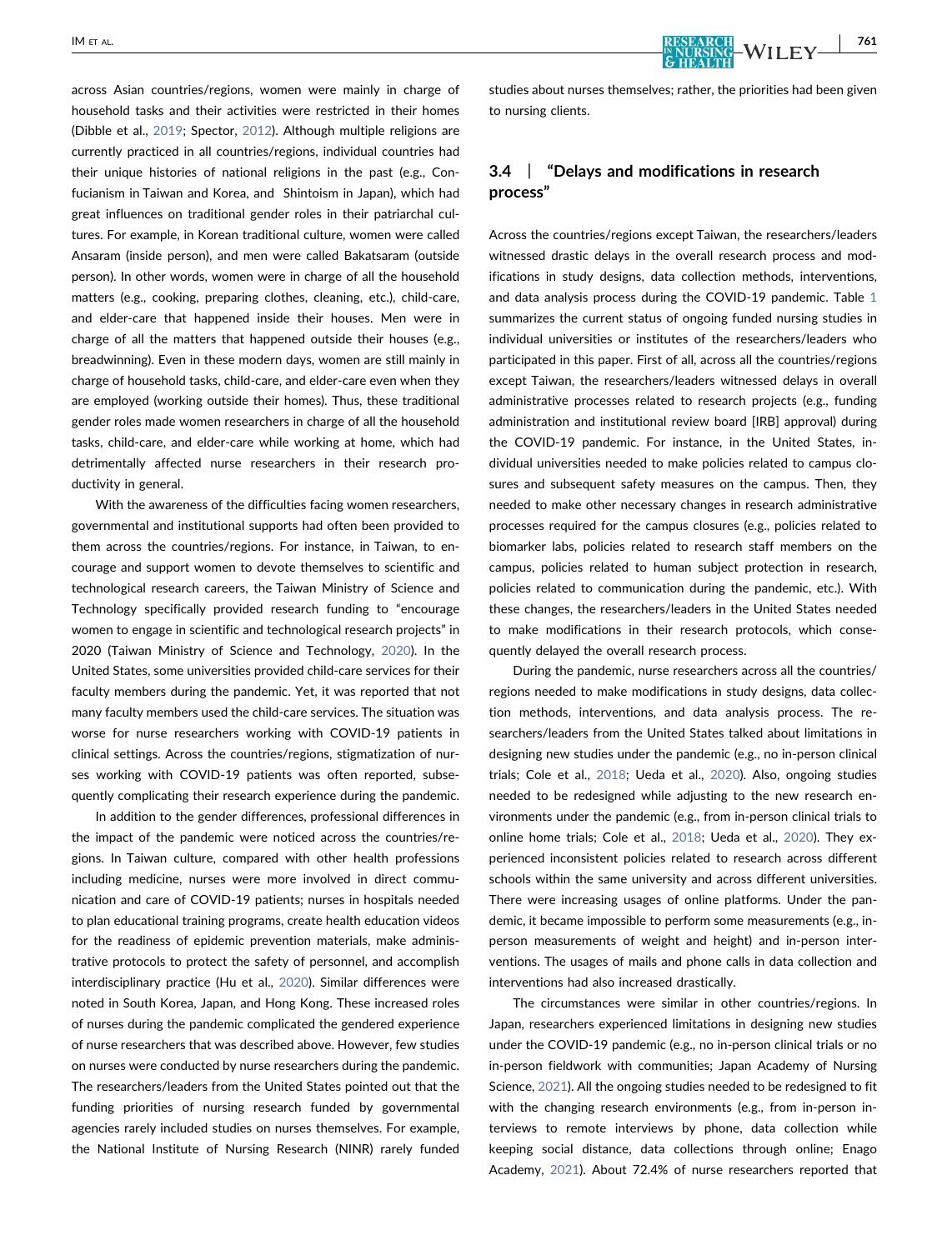across Asian countries/regions, women were mainly in charge of household tasks and their activities were restricted in their homes (Dibble et al., 2019; Spector, 2012). Although multiple religions are currently practiced in all countries/regions, individual countries had their unique histories of national religions in the past (e.g., Confucianism in Taiwan and Korea, and Shintoism in Japan), which had great influences on traditional gender roles in their patriarchal cultures. For example, in Korean traditional culture, women were called Ansaram (inside person), and men were called Bakatsaram (outside person). In other words, women were in charge of all the household matters (e.g., cooking, preparing clothes, cleaning, etc.), child-care, and elder-care that happened inside their houses. Men were in charge of all the matters that happened outside their houses (e.g., breadwinning). Even in these modern days, women are still mainly in charge of household tasks, child-care, and elder-care even when they are employed (working outside their homes). Thus, these traditional gender roles made women researchers in charge of all the household tasks, child-care, and elder-care while working at home, which had detrimentally affected nurse researchers in their research productivity in general.

With the awareness of the difficulties facing women researchers, governmental and institutional supports had often been provided to them across the countries/regions. For instance, in Taiwan, to encourage and support women to devote themselves to scientific and technological research careers, the Taiwan Ministry of Science and Technology specifically provided research funding to "encourage women to engage in scientific and technological research projects" in 2020 (Taiwan Ministry of Science and Technology, 2020). In the United States, some universities provided child-care services for their faculty members during the pandemic. Yet, it was reported that not many faculty members used the child-care services. The situation was worse for nurse researchers working with COVID-19 patients in clinical settings. Across the countries/regions, stigmatization of nurses working with COVID-19 patients was often reported, subsequently complicating their research experience during the pandemic.

In addition to the gender differences, professional differences in the impact of the pandemic were noticed across the countries/regions. In Taiwan culture, compared with other health professions including medicine, nurses were more involved in direct communication and care of COVID-19 patients; nurses in hospitals needed to plan educational training programs, create health education videos for the readiness of epidemic prevention materials, make administrative protocols to protect the safety of personnel, and accomplish interdisciplinary practice (Hu et al., 2020). Similar differences were noted in South Korea, Japan, and Hong Kong. These increased roles of nurses during the pandemic complicated the gendered experience of nurse researchers that was described above. However, few studies on nurses were conducted by nurse researchers during the pandemic. The researchers/leaders from the United States pointed out that the funding priorities of nursing research funded by governmental agencies rarely included studies on nurses themselves. For example, the National Institute of Nursing Research (NINR) rarely funded studies about nurses themselves; rather, the priorities had been given to nursing clients.

## 3.4 | "Delays and modifications in research process"

Across the countries/regions except Taiwan, the researchers/leaders witnessed drastic delays in the overall research process and modifications in study designs, data collection methods, interventions, and data analysis process during the COVID-19 pandemic. Table 1 summarizes the current status of ongoing funded nursing studies in individual universities or institutes of the researchers/leaders who participated in this paper. First of all, across all the countries/regions except Taiwan, the researchers/leaders witnessed delays in overall administrative processes related to research projects (e.g., funding administration and institutional review board [IRB] approval) during the COVID-19 pandemic. For instance, in the United States, individual universities needed to make policies related to campus closures and subsequent safety measures on the campus. Then, they needed to make other necessary changes in research administrative processes required for the campus closures (e.g., policies related to biomarker labs, policies related to research staff members on the campus, policies related to human subject protection in research, policies related to communication during the pandemic, etc.). With these changes, the researchers/leaders in the United States needed to make modifications in their research protocols, which consequently delayed the overall research process.

During the pandemic, nurse researchers across all the countries/regions needed to make modifications in study designs, data collection methods, interventions, and data analysis process. The researchers/leaders from the United States talked about limitations in designing new studies under the pandemic (e.g., no in-person clinical trials; Cole et al., 2018; Ueda et al., 2020). Also, ongoing studies needed to be redesigned while adjusting to the new research environments under the pandemic (e.g., from in-person clinical trials to online home trials; Cole et al., 2018; Ueda et al., 2020). They experienced inconsistent policies related to research across different schools within the same university and across different universities. There were increasing usages of online platforms. Under the pandemic, it became impossible to perform some measurements (e.g., in-person measurements of weight and height) and in-person interventions. The usages of mails and phone calls in data collection and interventions had also increased drastically.

The circumstances were similar in other countries/regions. In Japan, researchers experienced limitations in designing new studies under the COVID-19 pandemic (e.g., no in-person clinical trials or no in-person fieldwork with communities; Japan Academy of Nursing Science, 2021). All the ongoing studies needed to be redesigned to fit with the changing research environments (e.g., from in-person interviews to remote interviews by phone, data collection while keeping social distance, data collections through online; Enago Academy, 2021). About 72.4% of nurse researchers reported that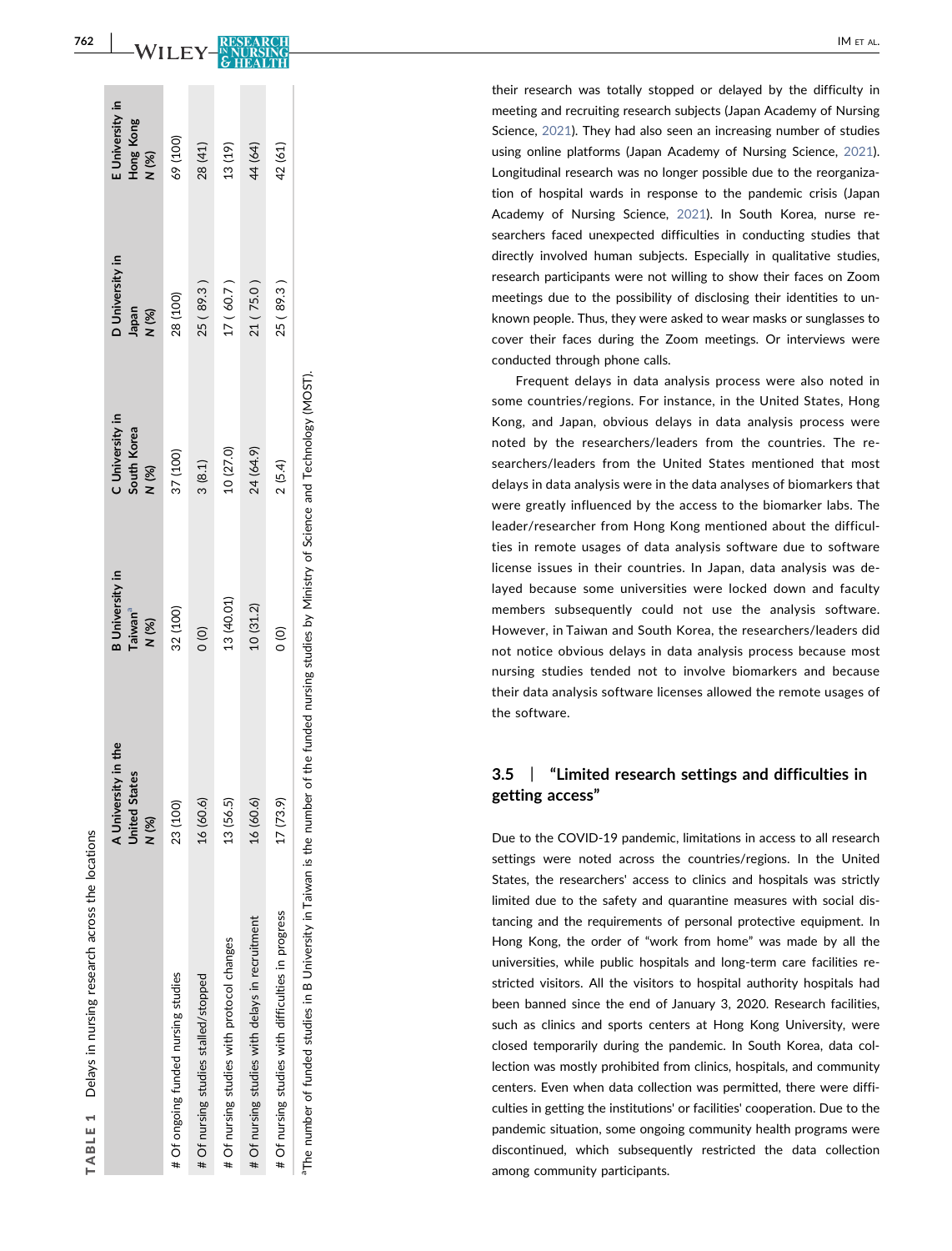**TABLE 1** Delays in nursing research across the locations

| | A University in the United States N (%) | B University in Taiwan[a] N (%) | C University in South Korea N (%) | D University in Japan N (%) | E University in Hong Kong N (%) |
|---|---|---|---|---|---|
| # Of ongoing funded nursing studies | 23 (100) | 32 (100) | 37 (100) | 28 (100) | 69 (100) |
| # Of nursing studies stalled/stopped | 16 (60.6) | 0 (0) | 3 (8.1) | 25 ( 89.3 ) | 28 (41) |
| # Of nursing studies with protocol changes | 13 (56.5) | 13 (40.01) | 10 (27.0) | 17 ( 60.7 ) | 13 (19) |
| # Of nursing studies with delays in recruitment | 16 (60.6) | 10 (31.2) | 24 (64.9) | 21 ( 75.0 ) | 44 (64) |
| # Of nursing studies with difficulties in progress | 17 (73.9) | 0 (0) | 2 (5.4) | 25 ( 89.3 ) | 42 (61) |

[a]The number of funded studies in B University in Taiwan is the number of the funded nursing studies by Ministry of Science and Technology (MOST).

their research was totally stopped or delayed by the difficulty in meeting and recruiting research subjects (Japan Academy of Nursing Science, 2021). They had also seen an increasing number of studies using online platforms (Japan Academy of Nursing Science, 2021). Longitudinal research was no longer possible due to the reorganization of hospital wards in response to the pandemic crisis (Japan Academy of Nursing Science, 2021). In South Korea, nurse researchers faced unexpected difficulties in conducting studies that directly involved human subjects. Especially in qualitative studies, research participants were not willing to show their faces on Zoom meetings due to the possibility of disclosing their identities to unknown people. Thus, they were asked to wear masks or sunglasses to cover their faces during the Zoom meetings. Or interviews were conducted through phone calls.

Frequent delays in data analysis process were also noted in some countries/regions. For instance, in the United States, Hong Kong, and Japan, obvious delays in data analysis process were noted by the researchers/leaders from the countries. The researchers/leaders from the United States mentioned that most delays in data analysis were in the data analyses of biomarkers that were greatly influenced by the access to the biomarker labs. The leader/researcher from Hong Kong mentioned about the difficulties in remote usages of data analysis software due to software license issues in their countries. In Japan, data analysis was delayed because some universities were locked down and faculty members subsequently could not use the analysis software. However, in Taiwan and South Korea, the researchers/leaders did not notice obvious delays in data analysis process because most nursing studies tended not to involve biomarkers and because their data analysis software licenses allowed the remote usages of the software.

### 3.5 | "Limited research settings and difficulties in getting access"

Due to the COVID-19 pandemic, limitations in access to all research settings were noted across the countries/regions. In the United States, the researchers' access to clinics and hospitals was strictly limited due to the safety and quarantine measures with social distancing and the requirements of personal protective equipment. In Hong Kong, the order of "work from home" was made by all the universities, while public hospitals and long-term care facilities restricted visitors. All the visitors to hospital authority hospitals had been banned since the end of January 3, 2020. Research facilities, such as clinics and sports centers at Hong Kong University, were closed temporarily during the pandemic. In South Korea, data collection was mostly prohibited from clinics, hospitals, and community centers. Even when data collection was permitted, there were difficulties in getting the institutions' or facilities' cooperation. Due to the pandemic situation, some ongoing community health programs were discontinued, which subsequently restricted the data collection among community participants.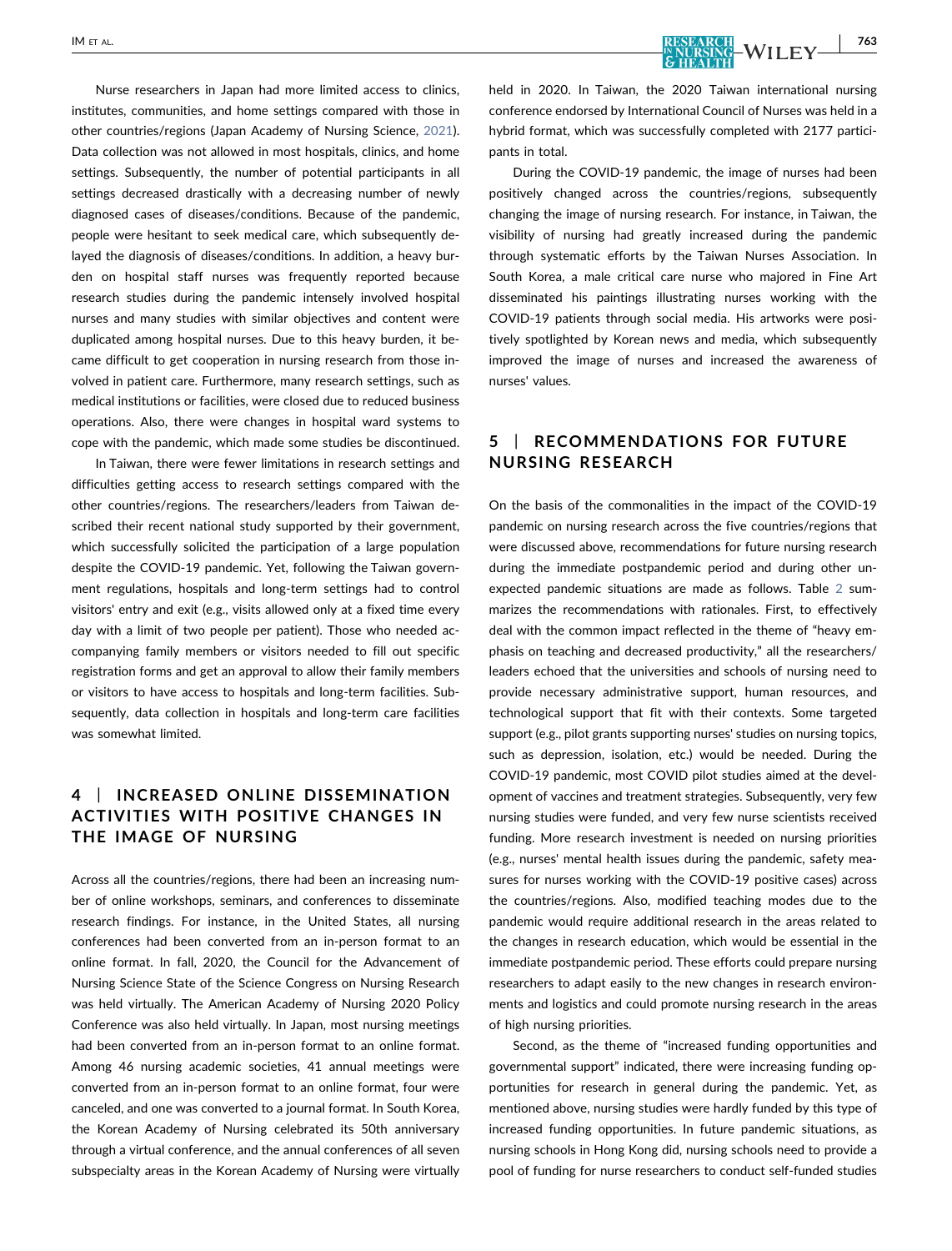Nurse researchers in Japan had more limited access to clinics, institutes, communities, and home settings compared with those in other countries/regions (Japan Academy of Nursing Science, 2021). Data collection was not allowed in most hospitals, clinics, and home settings. Subsequently, the number of potential participants in all settings decreased drastically with a decreasing number of newly diagnosed cases of diseases/conditions. Because of the pandemic, people were hesitant to seek medical care, which subsequently delayed the diagnosis of diseases/conditions. In addition, a heavy burden on hospital staff nurses was frequently reported because research studies during the pandemic intensely involved hospital nurses and many studies with similar objectives and content were duplicated among hospital nurses. Due to this heavy burden, it became difficult to get cooperation in nursing research from those involved in patient care. Furthermore, many research settings, such as medical institutions or facilities, were closed due to reduced business operations. Also, there were changes in hospital ward systems to cope with the pandemic, which made some studies be discontinued.

In Taiwan, there were fewer limitations in research settings and difficulties getting access to research settings compared with the other countries/regions. The researchers/leaders from Taiwan described their recent national study supported by their government, which successfully solicited the participation of a large population despite the COVID-19 pandemic. Yet, following the Taiwan government regulations, hospitals and long-term settings had to control visitors' entry and exit (e.g., visits allowed only at a fixed time every day with a limit of two people per patient). Those who needed accompanying family members or visitors needed to fill out specific registration forms and get an approval to allow their family members or visitors to have access to hospitals and long-term facilities. Subsequently, data collection in hospitals and long-term care facilities was somewhat limited.

## 4 | INCREASED ONLINE DISSEMINATION ACTIVITIES WITH POSITIVE CHANGES IN THE IMAGE OF NURSING

Across all the countries/regions, there had been an increasing number of online workshops, seminars, and conferences to disseminate research findings. For instance, in the United States, all nursing conferences had been converted from an in-person format to an online format. In fall, 2020, the Council for the Advancement of Nursing Science State of the Science Congress on Nursing Research was held virtually. The American Academy of Nursing 2020 Policy Conference was also held virtually. In Japan, most nursing meetings had been converted from an in-person format to an online format. Among 46 nursing academic societies, 41 annual meetings were converted from an in-person format to an online format, four were canceled, and one was converted to a journal format. In South Korea, the Korean Academy of Nursing celebrated its 50th anniversary through a virtual conference, and the annual conferences of all seven subspecialty areas in the Korean Academy of Nursing were virtually held in 2020. In Taiwan, the 2020 Taiwan international nursing conference endorsed by International Council of Nurses was held in a hybrid format, which was successfully completed with 2177 participants in total.

During the COVID-19 pandemic, the image of nurses had been positively changed across the countries/regions, subsequently changing the image of nursing research. For instance, in Taiwan, the visibility of nursing had greatly increased during the pandemic through systematic efforts by the Taiwan Nurses Association. In South Korea, a male critical care nurse who majored in Fine Art disseminated his paintings illustrating nurses working with the COVID-19 patients through social media. His artworks were positively spotlighted by Korean news and media, which subsequently improved the image of nurses and increased the awareness of nurses' values.

## 5 | RECOMMENDATIONS FOR FUTURE NURSING RESEARCH

On the basis of the commonalities in the impact of the COVID-19 pandemic on nursing research across the five countries/regions that were discussed above, recommendations for future nursing research during the immediate postpandemic period and during other unexpected pandemic situations are made as follows. Table 2 summarizes the recommendations with rationales. First, to effectively deal with the common impact reflected in the theme of "heavy emphasis on teaching and decreased productivity," all the researchers/leaders echoed that the universities and schools of nursing need to provide necessary administrative support, human resources, and technological support that fit with their contexts. Some targeted support (e.g., pilot grants supporting nurses' studies on nursing topics, such as depression, isolation, etc.) would be needed. During the COVID-19 pandemic, most COVID pilot studies aimed at the development of vaccines and treatment strategies. Subsequently, very few nursing studies were funded, and very few nurse scientists received funding. More research investment is needed on nursing priorities (e.g., nurses' mental health issues during the pandemic, safety measures for nurses working with the COVID-19 positive cases) across the countries/regions. Also, modified teaching modes due to the pandemic would require additional research in the areas related to the changes in research education, which would be essential in the immediate postpandemic period. These efforts could prepare nursing researchers to adapt easily to the new changes in research environments and logistics and could promote nursing research in the areas of high nursing priorities.

Second, as the theme of "increased funding opportunities and governmental support" indicated, there were increasing funding opportunities for research in general during the pandemic. Yet, as mentioned above, nursing studies were hardly funded by this type of increased funding opportunities. In future pandemic situations, as nursing schools in Hong Kong did, nursing schools need to provide a pool of funding for nurse researchers to conduct self-funded studies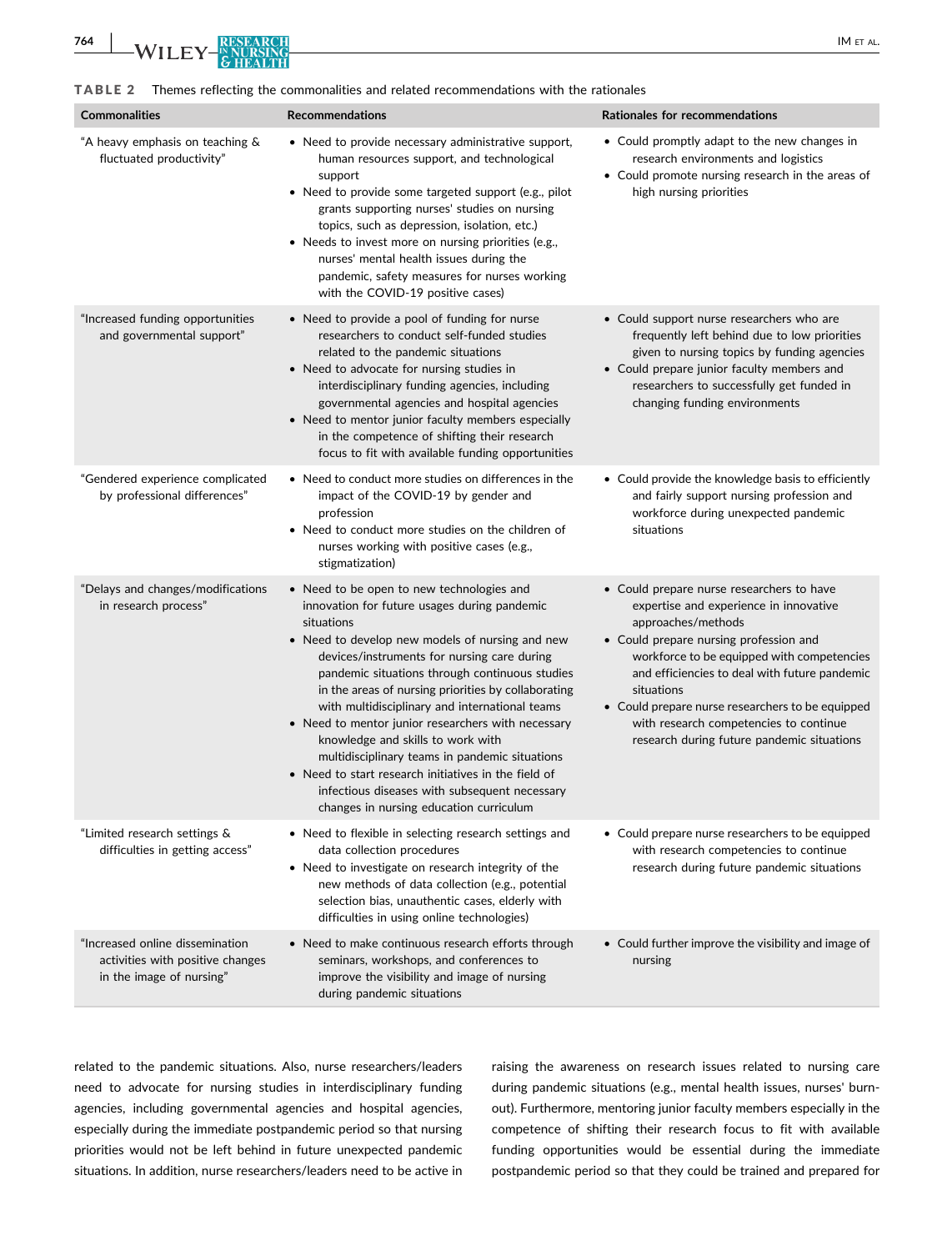**TABLE 2** Themes reflecting the commonalities and related recommendations with the rationales

| Commonalities | Recommendations | Rationales for recommendations |
|---|---|---|
| "A heavy emphasis on teaching & fluctuated productivity" | • Need to provide necessary administrative support, human resources support, and technological support<br>• Need to provide some targeted support (e.g., pilot grants supporting nurses' studies on nursing topics, such as depression, isolation, etc.)<br>• Needs to invest more on nursing priorities (e.g., nurses' mental health issues during the pandemic, safety measures for nurses working with the COVID-19 positive cases) | • Could promptly adapt to the new changes in research environments and logistics<br>• Could promote nursing research in the areas of high nursing priorities |
| "Increased funding opportunities and governmental support" | • Need to provide a pool of funding for nurse researchers to conduct self-funded studies related to the pandemic situations<br>• Need to advocate for nursing studies in interdisciplinary funding agencies, including governmental agencies and hospital agencies<br>• Need to mentor junior faculty members especially in the competence of shifting their research focus to fit with available funding opportunities | • Could support nurse researchers who are frequently left behind due to low priorities given to nursing topics by funding agencies<br>• Could prepare junior faculty members and researchers to successfully get funded in changing funding environments |
| "Gendered experience complicated by professional differences" | • Need to conduct more studies on differences in the impact of the COVID-19 by gender and profession<br>• Need to conduct more studies on the children of nurses working with positive cases (e.g., stigmatization) | • Could provide the knowledge basis to efficiently and fairly support nursing profession and workforce during unexpected pandemic situations |
| "Delays and changes/modifications in research process" | • Need to be open to new technologies and innovation for future usages during pandemic situations<br>• Need to develop new models of nursing and new devices/instruments for nursing care during pandemic situations through continuous studies in the areas of nursing priorities by collaborating with multidisciplinary and international teams<br>• Need to mentor junior researchers with necessary knowledge and skills to work with multidisciplinary teams in pandemic situations<br>• Need to start research initiatives in the field of infectious diseases with subsequent necessary changes in nursing education curriculum | • Could prepare nurse researchers to have expertise and experience in innovative approaches/methods<br>• Could prepare nursing profession and workforce to be equipped with competencies and efficiencies to deal with future pandemic situations<br>• Could prepare nurse researchers to be equipped with research competencies to continue research during future pandemic situations |
| "Limited research settings & difficulties in getting access" | • Need to flexible in selecting research settings and data collection procedures<br>• Need to investigate on research integrity of the new methods of data collection (e.g., potential selection bias, unauthentic cases, elderly with difficulties in using online technologies) | • Could prepare nurse researchers to be equipped with research competencies to continue research during future pandemic situations |
| "Increased online dissemination activities with positive changes in the image of nursing" | • Need to make continuous research efforts through seminars, workshops, and conferences to improve the visibility and image of nursing during pandemic situations | • Could further improve the visibility and image of nursing |

related to the pandemic situations. Also, nurse researchers/leaders need to advocate for nursing studies in interdisciplinary funding agencies, including governmental agencies and hospital agencies, especially during the immediate postpandemic period so that nursing priorities would not be left behind in future unexpected pandemic situations. In addition, nurse researchers/leaders need to be active in raising the awareness on research issues related to nursing care during pandemic situations (e.g., mental health issues, nurses' burnout). Furthermore, mentoring junior faculty members especially in the competence of shifting their research focus to fit with available funding opportunities would be essential during the immediate postpandemic period so that they could be trained and prepared for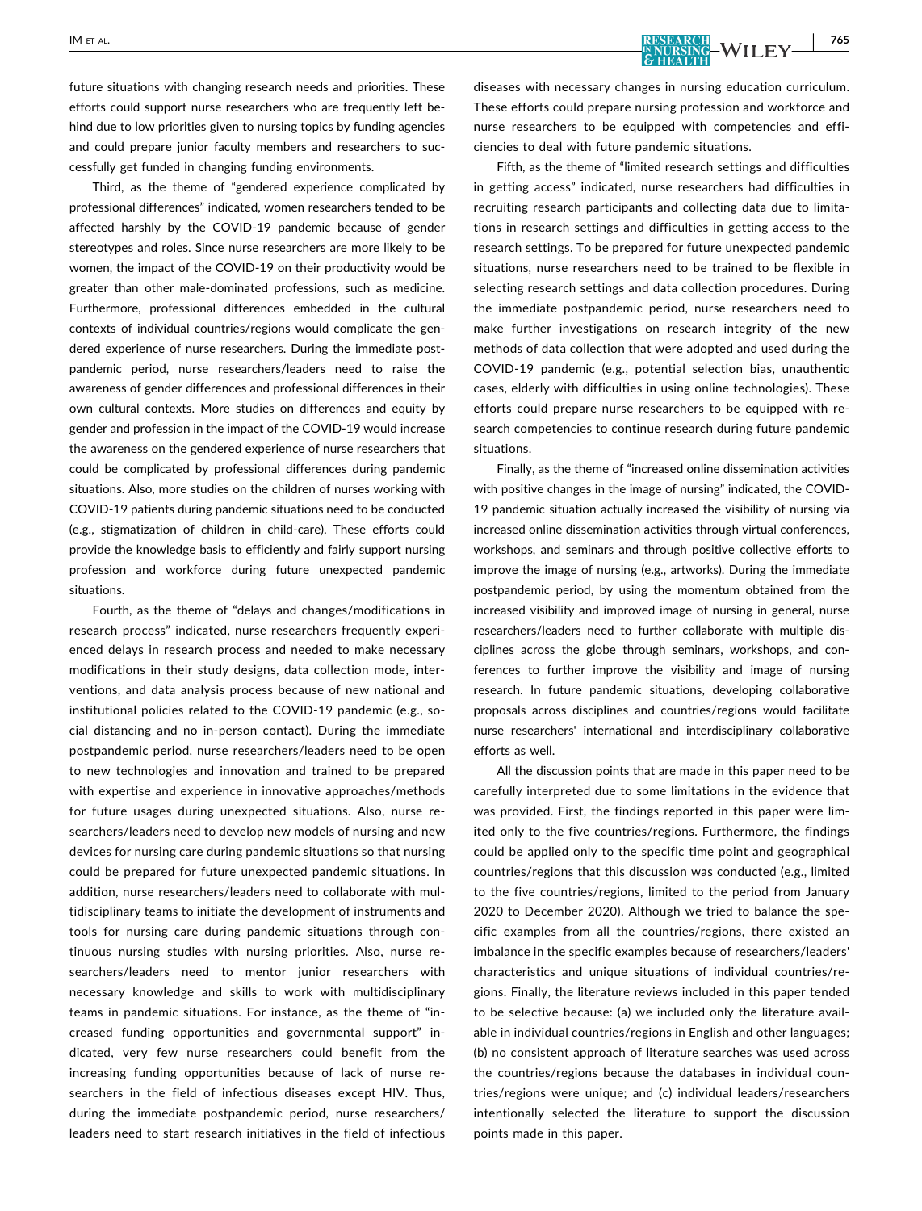future situations with changing research needs and priorities. These efforts could support nurse researchers who are frequently left behind due to low priorities given to nursing topics by funding agencies and could prepare junior faculty members and researchers to successfully get funded in changing funding environments.

Third, as the theme of "gendered experience complicated by professional differences" indicated, women researchers tended to be affected harshly by the COVID-19 pandemic because of gender stereotypes and roles. Since nurse researchers are more likely to be women, the impact of the COVID-19 on their productivity would be greater than other male-dominated professions, such as medicine. Furthermore, professional differences embedded in the cultural contexts of individual countries/regions would complicate the gendered experience of nurse researchers. During the immediate postpandemic period, nurse researchers/leaders need to raise the awareness of gender differences and professional differences in their own cultural contexts. More studies on differences and equity by gender and profession in the impact of the COVID-19 would increase the awareness on the gendered experience of nurse researchers that could be complicated by professional differences during pandemic situations. Also, more studies on the children of nurses working with COVID-19 patients during pandemic situations need to be conducted (e.g., stigmatization of children in child-care). These efforts could provide the knowledge basis to efficiently and fairly support nursing profession and workforce during future unexpected pandemic situations.

Fourth, as the theme of "delays and changes/modifications in research process" indicated, nurse researchers frequently experienced delays in research process and needed to make necessary modifications in their study designs, data collection mode, interventions, and data analysis process because of new national and institutional policies related to the COVID-19 pandemic (e.g., social distancing and no in-person contact). During the immediate postpandemic period, nurse researchers/leaders need to be open to new technologies and innovation and trained to be prepared with expertise and experience in innovative approaches/methods for future usages during unexpected situations. Also, nurse researchers/leaders need to develop new models of nursing and new devices for nursing care during pandemic situations so that nursing could be prepared for future unexpected pandemic situations. In addition, nurse researchers/leaders need to collaborate with multidisciplinary teams to initiate the development of instruments and tools for nursing care during pandemic situations through continuous nursing studies with nursing priorities. Also, nurse researchers/leaders need to mentor junior researchers with necessary knowledge and skills to work with multidisciplinary teams in pandemic situations. For instance, as the theme of "increased funding opportunities and governmental support" indicated, very few nurse researchers could benefit from the increasing funding opportunities because of lack of nurse researchers in the field of infectious diseases except HIV. Thus, during the immediate postpandemic period, nurse researchers/leaders need to start research initiatives in the field of infectious diseases with necessary changes in nursing education curriculum. These efforts could prepare nursing profession and workforce and nurse researchers to be equipped with competencies and efficiencies to deal with future pandemic situations.

Fifth, as the theme of "limited research settings and difficulties in getting access" indicated, nurse researchers had difficulties in recruiting research participants and collecting data due to limitations in research settings and difficulties in getting access to the research settings. To be prepared for future unexpected pandemic situations, nurse researchers need to be trained to be flexible in selecting research settings and data collection procedures. During the immediate postpandemic period, nurse researchers need to make further investigations on research integrity of the new methods of data collection that were adopted and used during the COVID-19 pandemic (e.g., potential selection bias, unauthentic cases, elderly with difficulties in using online technologies). These efforts could prepare nurse researchers to be equipped with research competencies to continue research during future pandemic situations.

Finally, as the theme of "increased online dissemination activities with positive changes in the image of nursing" indicated, the COVID-19 pandemic situation actually increased the visibility of nursing via increased online dissemination activities through virtual conferences, workshops, and seminars and through positive collective efforts to improve the image of nursing (e.g., artworks). During the immediate postpandemic period, by using the momentum obtained from the increased visibility and improved image of nursing in general, nurse researchers/leaders need to further collaborate with multiple disciplines across the globe through seminars, workshops, and conferences to further improve the visibility and image of nursing research. In future pandemic situations, developing collaborative proposals across disciplines and countries/regions would facilitate nurse researchers' international and interdisciplinary collaborative efforts as well.

All the discussion points that are made in this paper need to be carefully interpreted due to some limitations in the evidence that was provided. First, the findings reported in this paper were limited only to the five countries/regions. Furthermore, the findings could be applied only to the specific time point and geographical countries/regions that this discussion was conducted (e.g., limited to the five countries/regions, limited to the period from January 2020 to December 2020). Although we tried to balance the specific examples from all the countries/regions, there existed an imbalance in the specific examples because of researchers/leaders' characteristics and unique situations of individual countries/regions. Finally, the literature reviews included in this paper tended to be selective because: (a) we included only the literature available in individual countries/regions in English and other languages; (b) no consistent approach of literature searches was used across the countries/regions because the databases in individual countries/regions were unique; and (c) individual leaders/researchers intentionally selected the literature to support the discussion points made in this paper.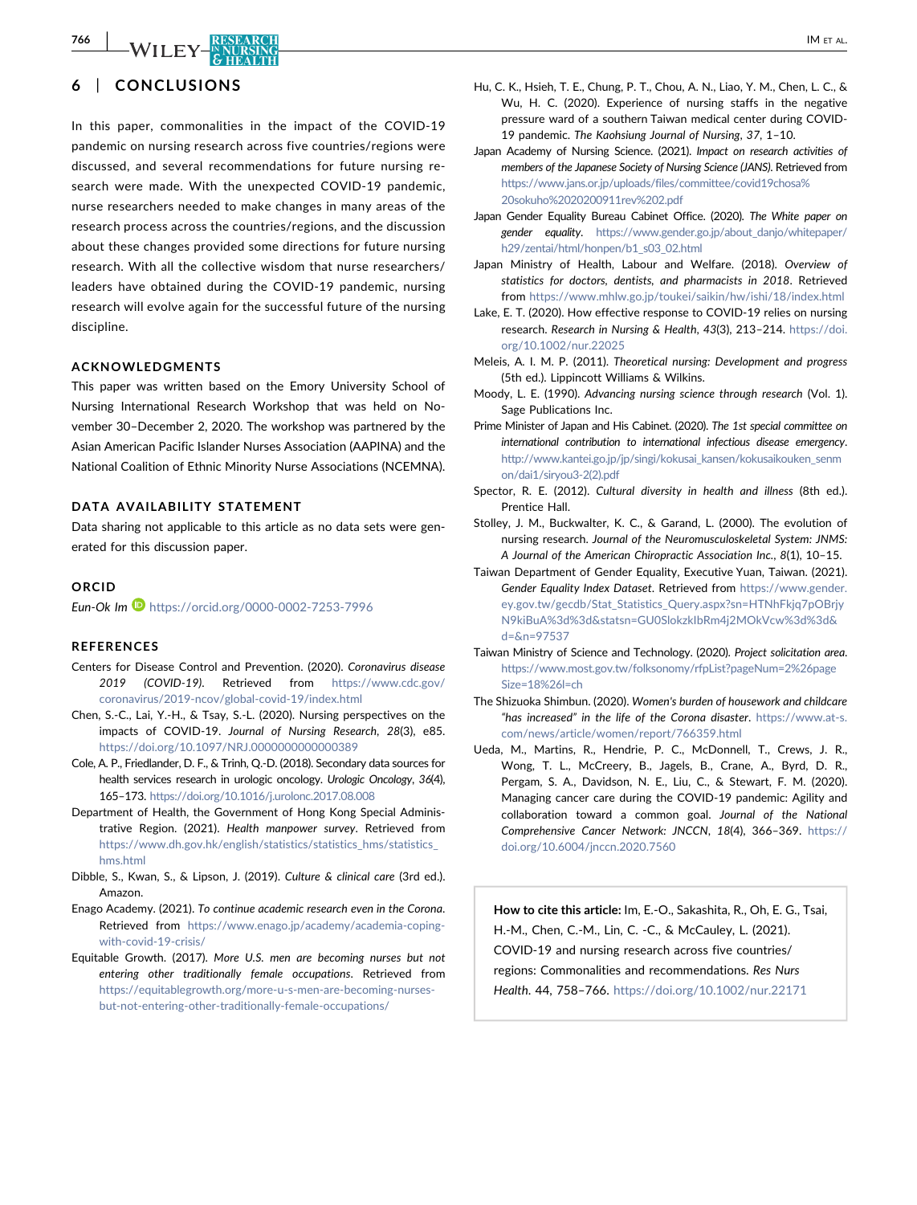## 6 | CONCLUSIONS

In this paper, commonalities in the impact of the COVID-19 pandemic on nursing research across five countries/regions were discussed, and several recommendations for future nursing research were made. With the unexpected COVID-19 pandemic, nurse researchers needed to make changes in many areas of the research process across the countries/regions, and the discussion about these changes provided some directions for future nursing research. With all the collective wisdom that nurse researchers/leaders have obtained during the COVID-19 pandemic, nursing research will evolve again for the successful future of the nursing discipline.

### ACKNOWLEDGMENTS

This paper was written based on the Emory University School of Nursing International Research Workshop that was held on November 30–December 2, 2020. The workshop was partnered by the Asian American Pacific Islander Nurses Association (AAPINA) and the National Coalition of Ethnic Minority Nurse Associations (NCEMNA).

### DATA AVAILABILITY STATEMENT

Data sharing not applicable to this article as no data sets were generated for this discussion paper.

### ORCID

*Eun-Ok Im* https://orcid.org/0000-0002-7253-7996

### REFERENCES

Centers for Disease Control and Prevention. (2020). *Coronavirus disease 2019 (COVID-19)*. Retrieved from https://www.cdc.gov/coronavirus/2019-ncov/global-covid-19/index.html

Chen, S.-C., Lai, Y.-H., & Tsay, S.-L. (2020). Nursing perspectives on the impacts of COVID-19. *Journal of Nursing Research*, *28*(3), e85. https://doi.org/10.1097/NRJ.0000000000000389

Cole, A. P., Friedlander, D. F., & Trinh, Q.-D. (2018). Secondary data sources for health services research in urologic oncology. *Urologic Oncology*, *36*(4), 165–173. https://doi.org/10.1016/j.urolonc.2017.08.008

Department of Health, the Government of Hong Kong Special Administrative Region. (2021). *Health manpower survey*. Retrieved from https://www.dh.gov.hk/english/statistics/statistics_hms/statistics_hms.html

Dibble, S., Kwan, S., & Lipson, J. (2019). *Culture & clinical care* (3rd ed.). Amazon.

Enago Academy. (2021). *To continue academic research even in the Corona*. Retrieved from https://www.enago.jp/academy/academia-coping-with-covid-19-crisis/

Equitable Growth. (2017). *More U.S. men are becoming nurses but not entering other traditionally female occupations*. Retrieved from https://equitablegrowth.org/more-u-s-men-are-becoming-nurses-but-not-entering-other-traditionally-female-occupations/

Hu, C. K., Hsieh, T. E., Chung, P. T., Chou, A. N., Liao, Y. M., Chen, L. C., & Wu, H. C. (2020). Experience of nursing staffs in the negative pressure ward of a southern Taiwan medical center during COVID-19 pandemic. *The Kaohsiung Journal of Nursing*, *37*, 1–10.

Japan Academy of Nursing Science. (2021). *Impact on research activities of members of the Japanese Society of Nursing Science (JANS)*. Retrieved from https://www.jans.or.jp/uploads/files/committee/covid19chosa%20sokuho%2020200911rev%202.pdf

Japan Gender Equality Bureau Cabinet Office. (2020). *The White paper on gender equality*. https://www.gender.go.jp/about_danjo/whitepaper/h29/zentai/html/honpen/b1_s03_02.html

Japan Ministry of Health, Labour and Welfare. (2018). *Overview of statistics for doctors, dentists, and pharmacists in 2018*. Retrieved from https://www.mhlw.go.jp/toukei/saikin/hw/ishi/18/index.html

Lake, E. T. (2020). How effective response to COVID-19 relies on nursing research. *Research in Nursing & Health*, *43*(3), 213–214. https://doi.org/10.1002/nur.22025

Meleis, A. I. M. P. (2011). *Theoretical nursing: Development and progress* (5th ed.). Lippincott Williams & Wilkins.

Moody, L. E. (1990). *Advancing nursing science through research* (Vol. 1). Sage Publications Inc.

Prime Minister of Japan and His Cabinet. (2020). *The 1st special committee on international contribution to international infectious disease emergency*. http://www.kantei.go.jp/jp/singi/kokusai_kansen/kokusaikouken_senmon/dai1/siryou3-2(2).pdf

Spector, R. E. (2012). *Cultural diversity in health and illness* (8th ed.). Prentice Hall.

Stolley, J. M., Buckwalter, K. C., & Garand, L. (2000). The evolution of nursing research. *Journal of the Neuromusculoskeletal System: JNMS: A Journal of the American Chiropractic Association Inc.*, *8*(1), 10–15.

Taiwan Department of Gender Equality, Executive Yuan, Taiwan. (2021). *Gender Equality Index Dataset*. Retrieved from https://www.gender.ey.gov.tw/gecdb/Stat_Statistics_Query.aspx?sn=HTNhFkjq7pOBrjyN9kiBuA%3d%3d&statsn=GU0SlokzklbRm4j2MOkVcw%3d%3d&d=&n=97537

Taiwan Ministry of Science and Technology. (2020). *Project solicitation area*. https://www.most.gov.tw/folksonomy/rfpList?pageNum=2%26pageSize=18%26l=ch

The Shizuoka Shimbun. (2020). *Women's burden of housework and childcare "has increased" in the life of the Corona disaster*. https://www.at-s.com/news/article/women/report/766359.html

Ueda, M., Martins, R., Hendrie, P. C., McDonnell, T., Crews, J. R., Wong, T. L., McCreery, B., Jagels, B., Crane, A., Byrd, D. R., Pergam, S. A., Davidson, N. E., Liu, C., & Stewart, F. M. (2020). Managing cancer care during the COVID-19 pandemic: Agility and collaboration toward a common goal. *Journal of the National Comprehensive Cancer Network: JNCCN*, *18*(4), 366–369. https://doi.org/10.6004/jnccn.2020.7560

**How to cite this article:** Im, E.-O., Sakashita, R., Oh, E. G., Tsai, H.-M., Chen, C.-M., Lin, C. -C., & McCauley, L. (2021). COVID-19 and nursing research across five countries/regions: Commonalities and recommendations. *Res Nurs Health*. 44, 758–766. https://doi.org/10.1002/nur.22171